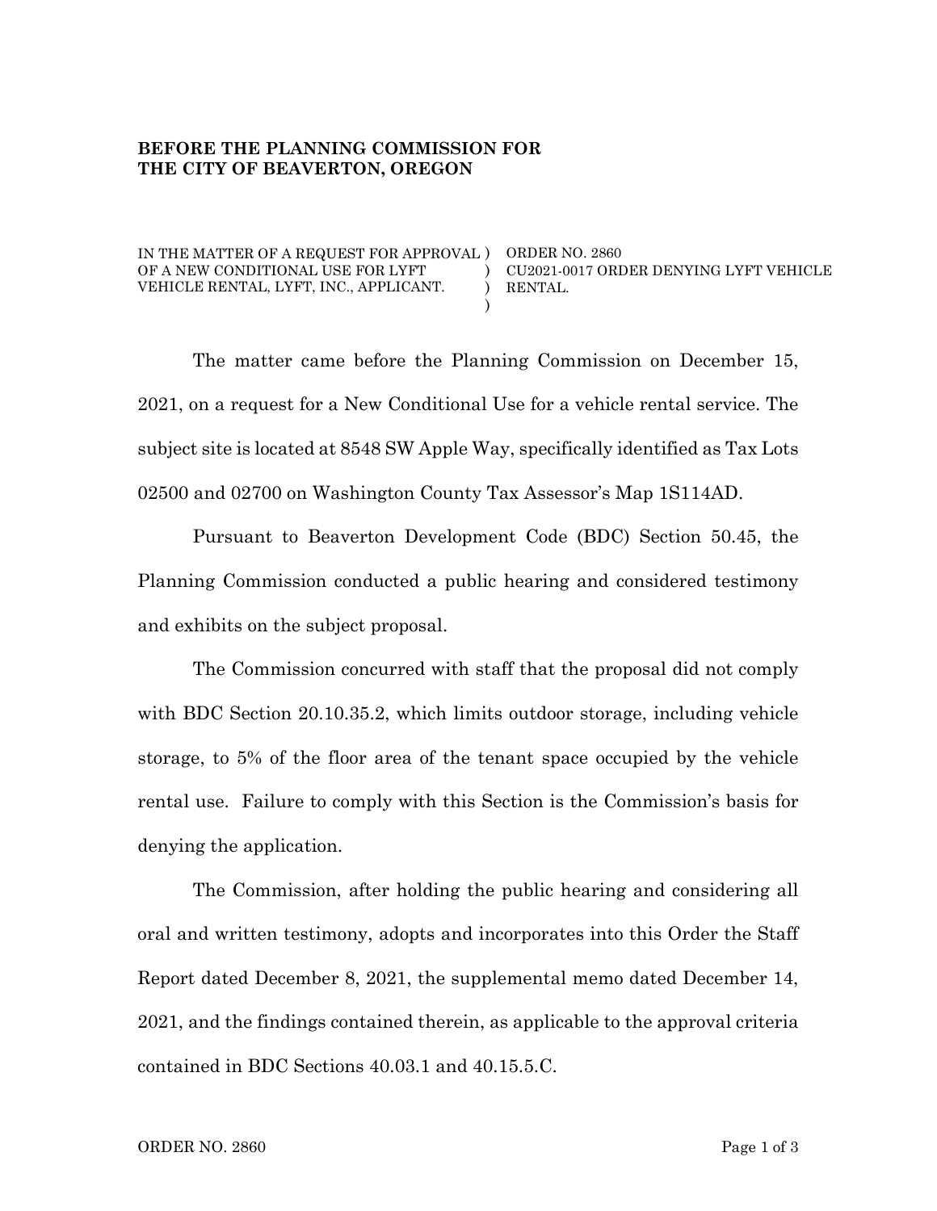**BEFORE THE PLANNING COMMISSION FOR**
**THE CITY OF BEAVERTON, OREGON**

| | | |
|---|---|---|
| IN THE MATTER OF A REQUEST FOR APPROVAL OF A NEW CONDITIONAL USE FOR LYFT VEHICLE RENTAL, LYFT, INC., APPLICANT. | ) ) ) ) | ORDER NO. 2860 CU2021-0017 ORDER DENYING LYFT VEHICLE RENTAL. |

The matter came before the Planning Commission on December 15, 2021, on a request for a New Conditional Use for a vehicle rental service. The subject site is located at 8548 SW Apple Way, specifically identified as Tax Lots 02500 and 02700 on Washington County Tax Assessor's Map 1S114AD.

Pursuant to Beaverton Development Code (BDC) Section 50.45, the Planning Commission conducted a public hearing and considered testimony and exhibits on the subject proposal.

The Commission concurred with staff that the proposal did not comply with BDC Section 20.10.35.2, which limits outdoor storage, including vehicle storage, to 5% of the floor area of the tenant space occupied by the vehicle rental use. Failure to comply with this Section is the Commission's basis for denying the application.

The Commission, after holding the public hearing and considering all oral and written testimony, adopts and incorporates into this Order the Staff Report dated December 8, 2021, the supplemental memo dated December 14, 2021, and the findings contained therein, as applicable to the approval criteria contained in BDC Sections 40.03.1 and 40.15.5.C.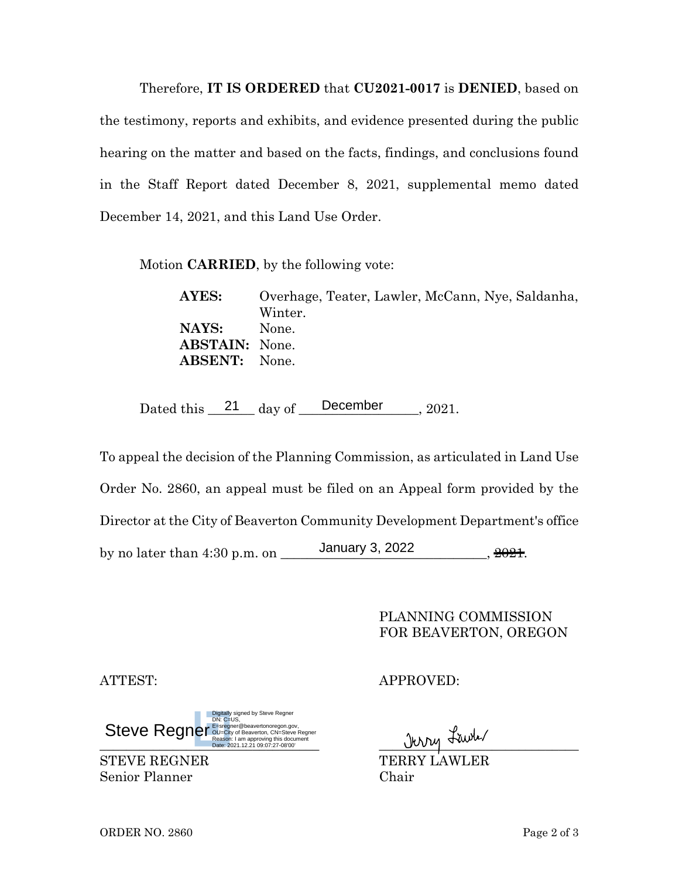Therefore, **IT IS ORDERED** that **CU2021-0017** is **DENIED**, based on the testimony, reports and exhibits, and evidence presented during the public hearing on the matter and based on the facts, findings, and conclusions found in the Staff Report dated December 8, 2021, supplemental memo dated December 14, 2021, and this Land Use Order.

Motion **CARRIED**, by the following vote:

**AYES:** Overhage, Teater, Lawler, McCann, Nye, Saldanha, Winter.
**NAYS:** None.
**ABSTAIN:** None.
**ABSENT:** None.

Dated this 21 day of December, 2021.

To appeal the decision of the Planning Commission, as articulated in Land Use Order No. 2860, an appeal must be filed on an Appeal form provided by the Director at the City of Beaverton Community Development Department's office by no later than 4:30 p.m. on January 3, 2022, ~~2021~~.

PLANNING COMMISSION
FOR BEAVERTON, OREGON

ATTEST:

Steve Regner
Digitally signed by Steve Regner
DN: C=US, E=sregner@beavertonoregon.gov, OU=City of Beaverton, CN=Steve Regner
Reason: I am approving this document
Date: 2021.12.21 09:07:27-08'00'

STEVE REGNER
Senior Planner

APPROVED:

Terry Lawler

TERRY LAWLER
Chair

ORDER NO. 2860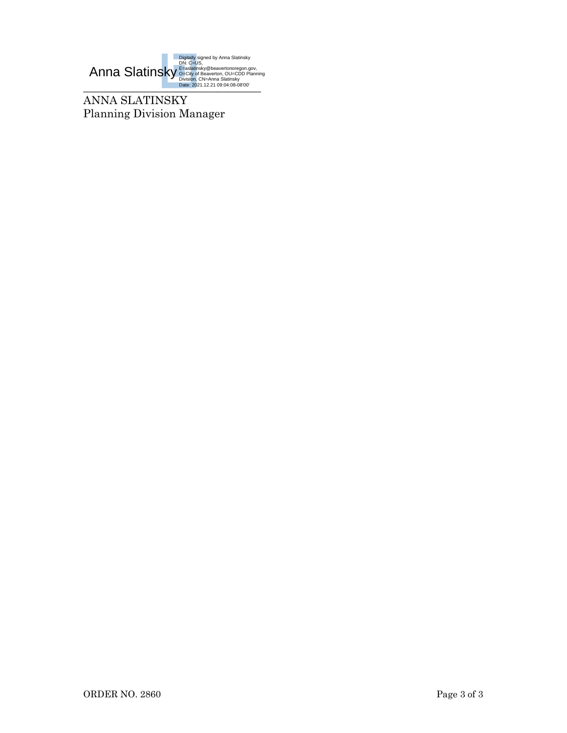Anna Slatinsky

Digitally signed by Anna Slatinsky
DN: C=US, E=aslatinsky@beavertonoregon.gov, O=City of Beaverton, OU=CDD Planning Division, CN=Anna Slatinsky
Date: 2021.12.21 09:04:08-08'00'

---

ANNA SLATINSKY
Planning Division Manager